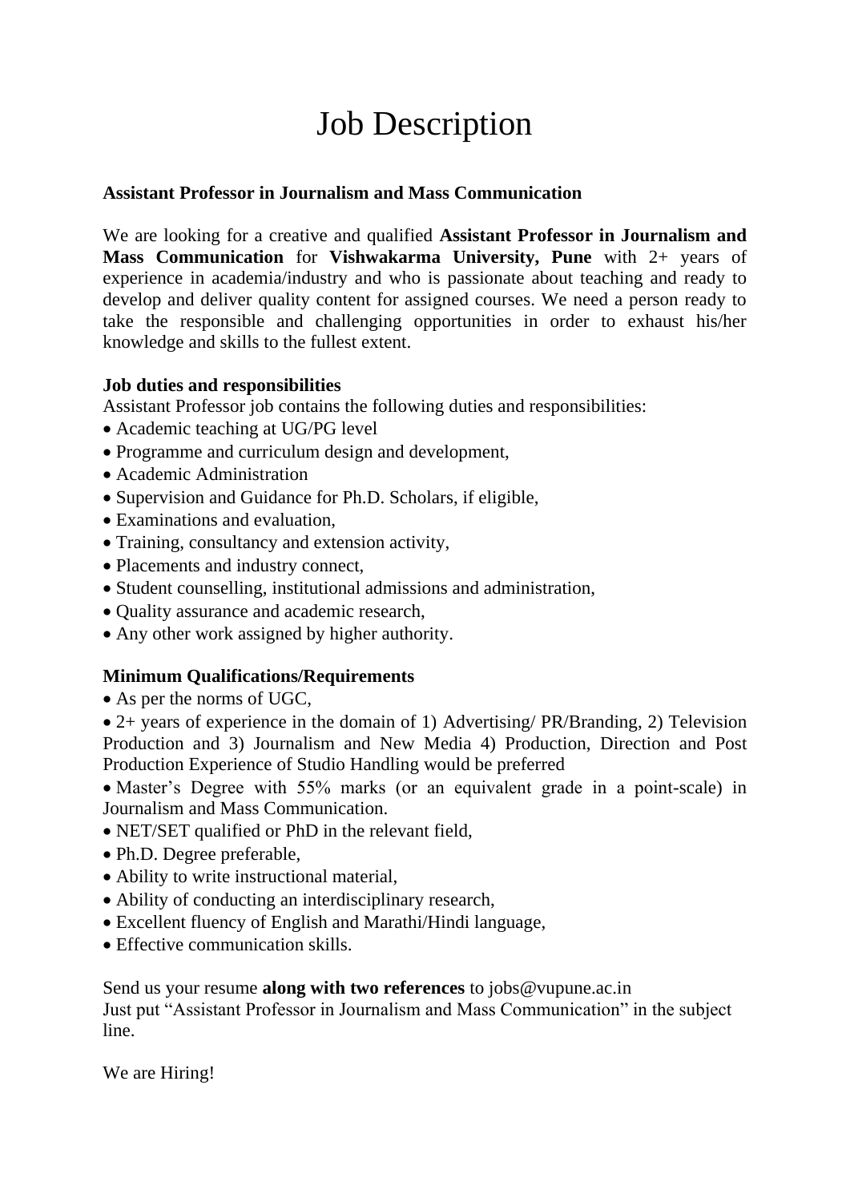# Job Description

**Assistant Professor in Journalism and Mass Communication**

We are looking for a creative and qualified **Assistant Professor in Journalism and Mass Communication** for **Vishwakarma University, Pune** with 2+ years of experience in academia/industry and who is passionate about teaching and ready to develop and deliver quality content for assigned courses. We need a person ready to take the responsible and challenging opportunities in order to exhaust his/her knowledge and skills to the fullest extent.

**Job duties and responsibilities**

Assistant Professor job contains the following duties and responsibilities:

- Academic teaching at UG/PG level
- Programme and curriculum design and development,
- Academic Administration
- Supervision and Guidance for Ph.D. Scholars, if eligible,
- Examinations and evaluation,
- Training, consultancy and extension activity,
- Placements and industry connect,
- Student counselling, institutional admissions and administration,
- Quality assurance and academic research,
- Any other work assigned by higher authority.

**Minimum Qualifications/Requirements**

- As per the norms of UGC,
- 2+ years of experience in the domain of 1) Advertising/ PR/Branding, 2) Television Production and 3) Journalism and New Media 4) Production, Direction and Post Production Experience of Studio Handling would be preferred
- Master's Degree with 55% marks (or an equivalent grade in a point-scale) in Journalism and Mass Communication.
- NET/SET qualified or PhD in the relevant field,
- Ph.D. Degree preferable,
- Ability to write instructional material,
- Ability of conducting an interdisciplinary research,
- Excellent fluency of English and Marathi/Hindi language,
- Effective communication skills.

Send us your resume **along with two references** to jobs@vupune.ac.in
Just put "Assistant Professor in Journalism and Mass Communication" in the subject line.

We are Hiring!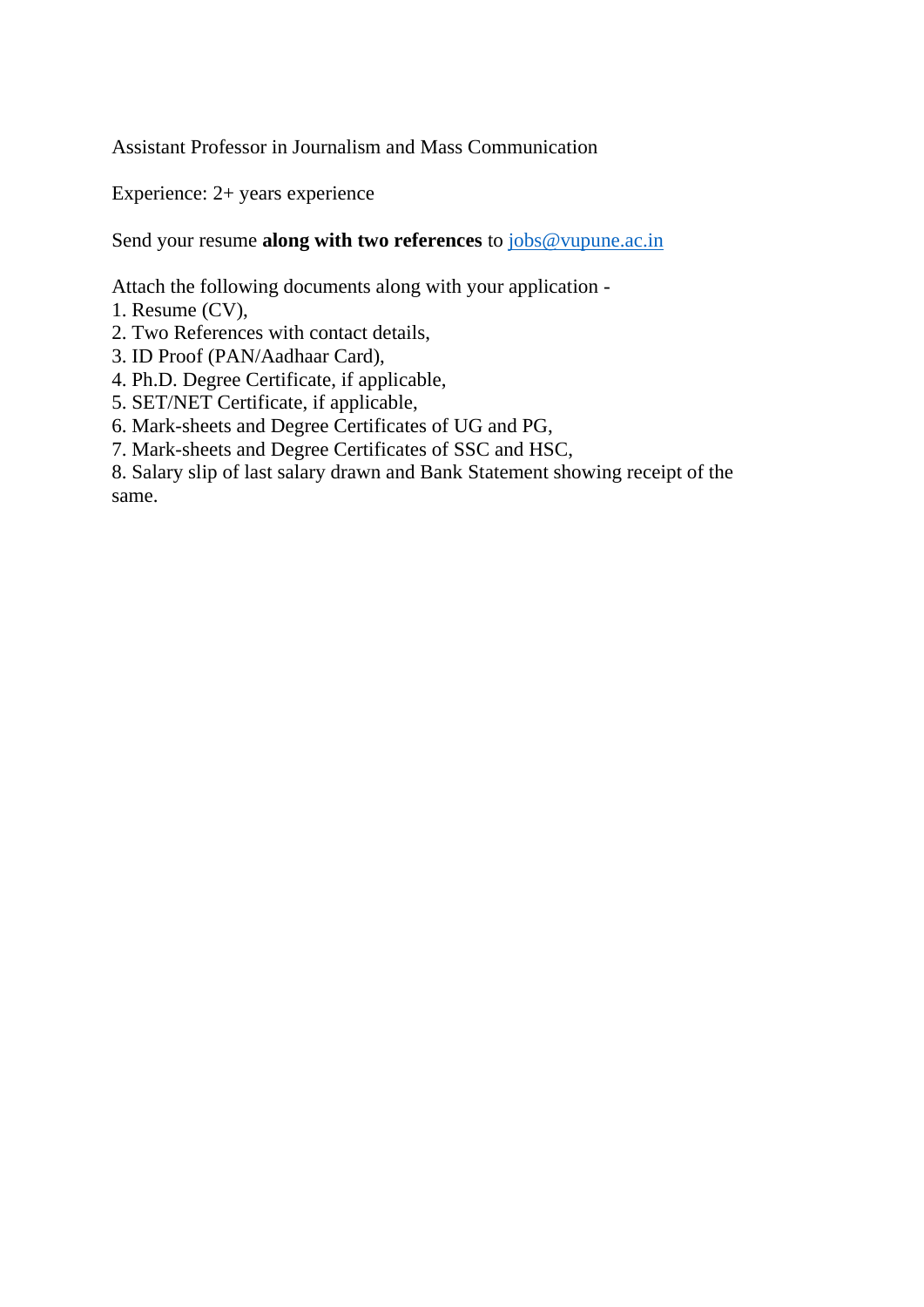Assistant Professor in Journalism and Mass Communication

Experience: 2+ years experience

Send your resume **along with two references** to [jobs@vupune.ac.in](mailto:jobs@vupune.ac.in)

Attach the following documents along with your application -

1. Resume (CV),
2. Two References with contact details,
3. ID Proof (PAN/Aadhaar Card),
4. Ph.D. Degree Certificate, if applicable,
5. SET/NET Certificate, if applicable,
6. Mark-sheets and Degree Certificates of UG and PG,
7. Mark-sheets and Degree Certificates of SSC and HSC,
8. Salary slip of last salary drawn and Bank Statement showing receipt of the same.